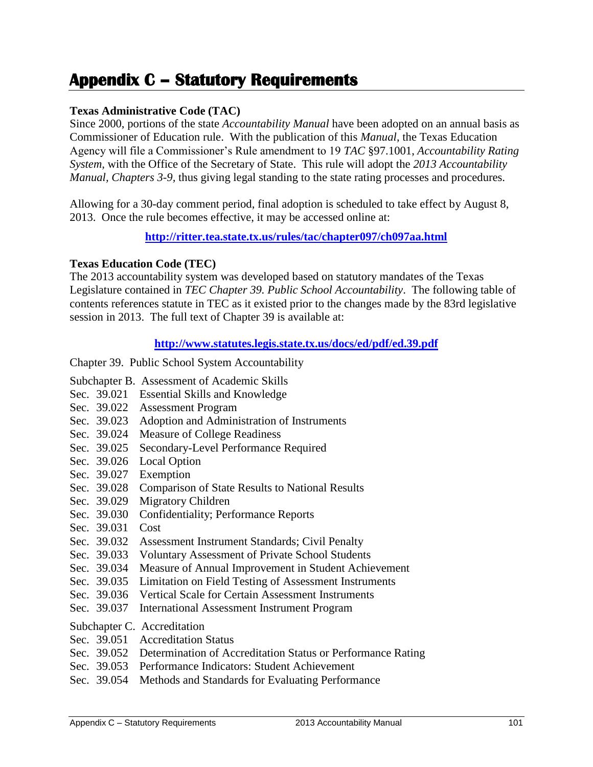# Appendix C – Statutory Requirements

**Texas Administrative Code (TAC)**

Since 2000, portions of the state *Accountability Manual* have been adopted on an annual basis as Commissioner of Education rule. With the publication of this *Manual*, the Texas Education Agency will file a Commissioner's Rule amendment to 19 *TAC* §97.1001, *Accountability Rating System,* with the Office of the Secretary of State. This rule will adopt the *2013 Accountability Manual, Chapters 3-9,* thus giving legal standing to the state rating processes and procedures.

Allowing for a 30-day comment period, final adoption is scheduled to take effect by August 8, 2013. Once the rule becomes effective, it may be accessed online at:

**http://ritter.tea.state.tx.us/rules/tac/chapter097/ch097aa.html**

**Texas Education Code (TEC)**

The 2013 accountability system was developed based on statutory mandates of the Texas Legislature contained in *TEC Chapter 39. Public School Accountability*. The following table of contents references statute in TEC as it existed prior to the changes made by the 83rd legislative session in 2013. The full text of Chapter 39 is available at:

**http://www.statutes.legis.state.tx.us/docs/ed/pdf/ed.39.pdf**

Chapter 39. Public School System Accountability

Subchapter B. Assessment of Academic Skills

- Sec. 39.021 Essential Skills and Knowledge
- Sec. 39.022 Assessment Program
- Sec. 39.023 Adoption and Administration of Instruments
- Sec. 39.024 Measure of College Readiness
- Sec. 39.025 Secondary-Level Performance Required
- Sec. 39.026 Local Option
- Sec. 39.027 Exemption
- Sec. 39.028 Comparison of State Results to National Results
- Sec. 39.029 Migratory Children
- Sec. 39.030 Confidentiality; Performance Reports
- Sec. 39.031 Cost
- Sec. 39.032 Assessment Instrument Standards; Civil Penalty
- Sec. 39.033 Voluntary Assessment of Private School Students
- Sec. 39.034 Measure of Annual Improvement in Student Achievement
- Sec. 39.035 Limitation on Field Testing of Assessment Instruments
- Sec. 39.036 Vertical Scale for Certain Assessment Instruments
- Sec. 39.037 International Assessment Instrument Program

Subchapter C. Accreditation

- Sec. 39.051 Accreditation Status
- Sec. 39.052 Determination of Accreditation Status or Performance Rating
- Sec. 39.053 Performance Indicators: Student Achievement
- Sec. 39.054 Methods and Standards for Evaluating Performance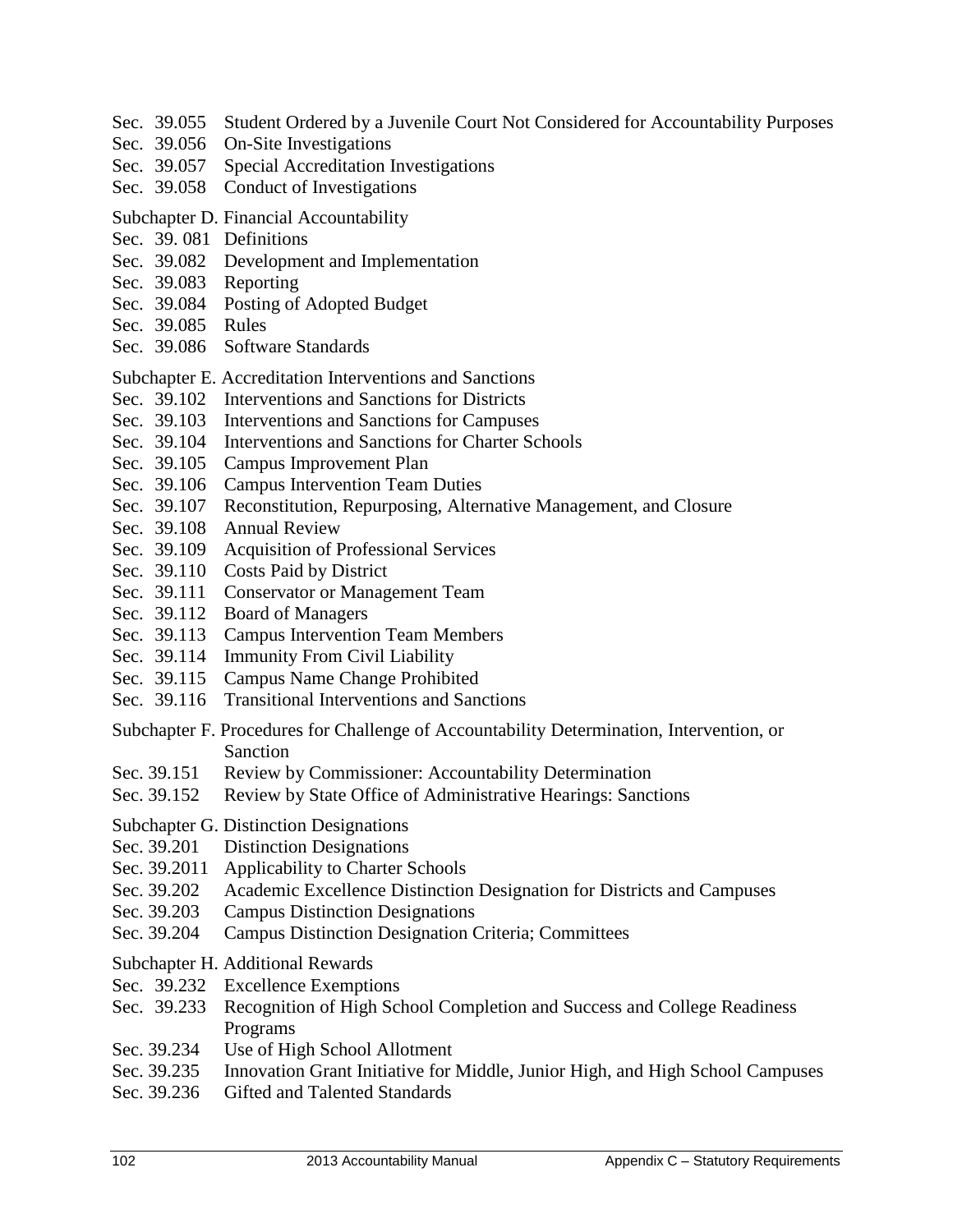Sec. 39.055 Student Ordered by a Juvenile Court Not Considered for Accountability Purposes
Sec. 39.056 On-Site Investigations
Sec. 39.057 Special Accreditation Investigations
Sec. 39.058 Conduct of Investigations

Subchapter D. Financial Accountability
Sec. 39. 081 Definitions
Sec. 39.082 Development and Implementation
Sec. 39.083 Reporting
Sec. 39.084 Posting of Adopted Budget
Sec. 39.085 Rules
Sec. 39.086 Software Standards

Subchapter E. Accreditation Interventions and Sanctions
Sec. 39.102 Interventions and Sanctions for Districts
Sec. 39.103 Interventions and Sanctions for Campuses
Sec. 39.104 Interventions and Sanctions for Charter Schools
Sec. 39.105 Campus Improvement Plan
Sec. 39.106 Campus Intervention Team Duties
Sec. 39.107 Reconstitution, Repurposing, Alternative Management, and Closure
Sec. 39.108 Annual Review
Sec. 39.109 Acquisition of Professional Services
Sec. 39.110 Costs Paid by District
Sec. 39.111 Conservator or Management Team
Sec. 39.112 Board of Managers
Sec. 39.113 Campus Intervention Team Members
Sec. 39.114 Immunity From Civil Liability
Sec. 39.115 Campus Name Change Prohibited
Sec. 39.116 Transitional Interventions and Sanctions

Subchapter F. Procedures for Challenge of Accountability Determination, Intervention, or Sanction
Sec. 39.151 Review by Commissioner: Accountability Determination
Sec. 39.152 Review by State Office of Administrative Hearings: Sanctions

Subchapter G. Distinction Designations
Sec. 39.201 Distinction Designations
Sec. 39.2011 Applicability to Charter Schools
Sec. 39.202 Academic Excellence Distinction Designation for Districts and Campuses
Sec. 39.203 Campus Distinction Designations
Sec. 39.204 Campus Distinction Designation Criteria; Committees

Subchapter H. Additional Rewards
Sec. 39.232 Excellence Exemptions
Sec. 39.233 Recognition of High School Completion and Success and College Readiness Programs
Sec. 39.234 Use of High School Allotment
Sec. 39.235 Innovation Grant Initiative for Middle, Junior High, and High School Campuses
Sec. 39.236 Gifted and Talented Standards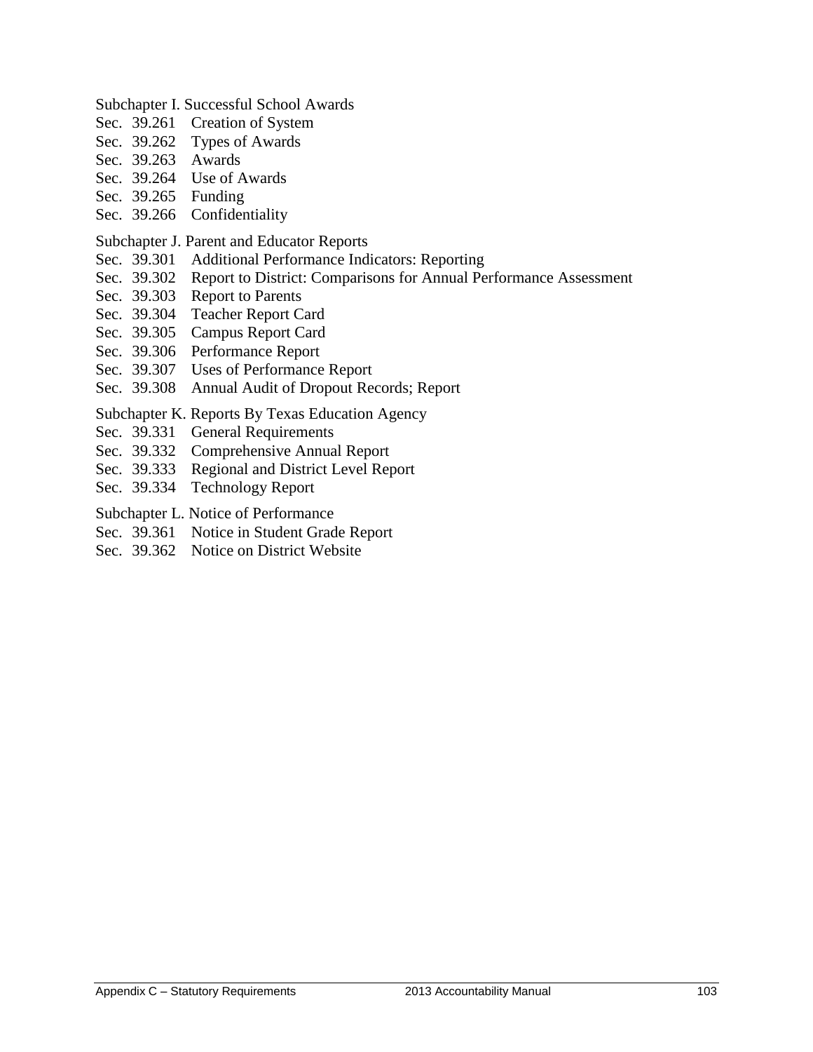Subchapter I. Successful School Awards

Sec. 39.261 Creation of System
Sec. 39.262 Types of Awards
Sec. 39.263 Awards
Sec. 39.264 Use of Awards
Sec. 39.265 Funding
Sec. 39.266 Confidentiality

Subchapter J. Parent and Educator Reports

Sec. 39.301 Additional Performance Indicators: Reporting
Sec. 39.302 Report to District: Comparisons for Annual Performance Assessment
Sec. 39.303 Report to Parents
Sec. 39.304 Teacher Report Card
Sec. 39.305 Campus Report Card
Sec. 39.306 Performance Report
Sec. 39.307 Uses of Performance Report
Sec. 39.308 Annual Audit of Dropout Records; Report

Subchapter K. Reports By Texas Education Agency

Sec. 39.331 General Requirements
Sec. 39.332 Comprehensive Annual Report
Sec. 39.333 Regional and District Level Report
Sec. 39.334 Technology Report

Subchapter L. Notice of Performance

Sec. 39.361 Notice in Student Grade Report
Sec. 39.362 Notice on District Website